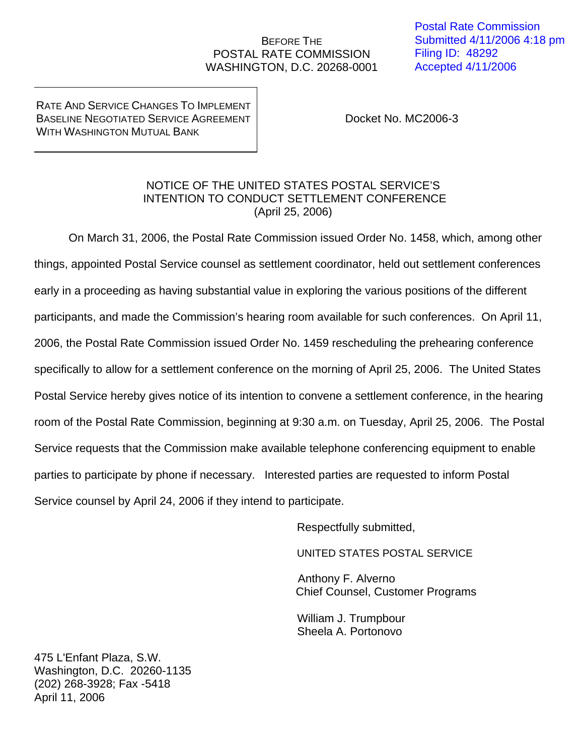Postal Rate Commission
Submitted 4/11/2006 4:18 pm
Filing ID: 48292
Accepted 4/11/2006

BEFORE THE
POSTAL RATE COMMISSION
WASHINGTON, D.C. 20268-0001

RATE AND SERVICE CHANGES TO IMPLEMENT BASELINE NEGOTIATED SERVICE AGREEMENT WITH WASHINGTON MUTUAL BANK

Docket No. MC2006-3

NOTICE OF THE UNITED STATES POSTAL SERVICE'S
INTENTION TO CONDUCT SETTLEMENT CONFERENCE
(April 25, 2006)

On March 31, 2006, the Postal Rate Commission issued Order No. 1458, which, among other things, appointed Postal Service counsel as settlement coordinator, held out settlement conferences early in a proceeding as having substantial value in exploring the various positions of the different participants, and made the Commission's hearing room available for such conferences. On April 11, 2006, the Postal Rate Commission issued Order No. 1459 rescheduling the prehearing conference specifically to allow for a settlement conference on the morning of April 25, 2006. The United States Postal Service hereby gives notice of its intention to convene a settlement conference, in the hearing room of the Postal Rate Commission, beginning at 9:30 a.m. on Tuesday, April 25, 2006. The Postal Service requests that the Commission make available telephone conferencing equipment to enable parties to participate by phone if necessary. Interested parties are requested to inform Postal Service counsel by April 24, 2006 if they intend to participate.

Respectfully submitted,

UNITED STATES POSTAL SERVICE

Anthony F. Alverno
Chief Counsel, Customer Programs

William J. Trumpbour
Sheela A. Portonovo

475 L'Enfant Plaza, S.W.
Washington, D.C. 20260-1135
(202) 268-3928; Fax -5418
April 11, 2006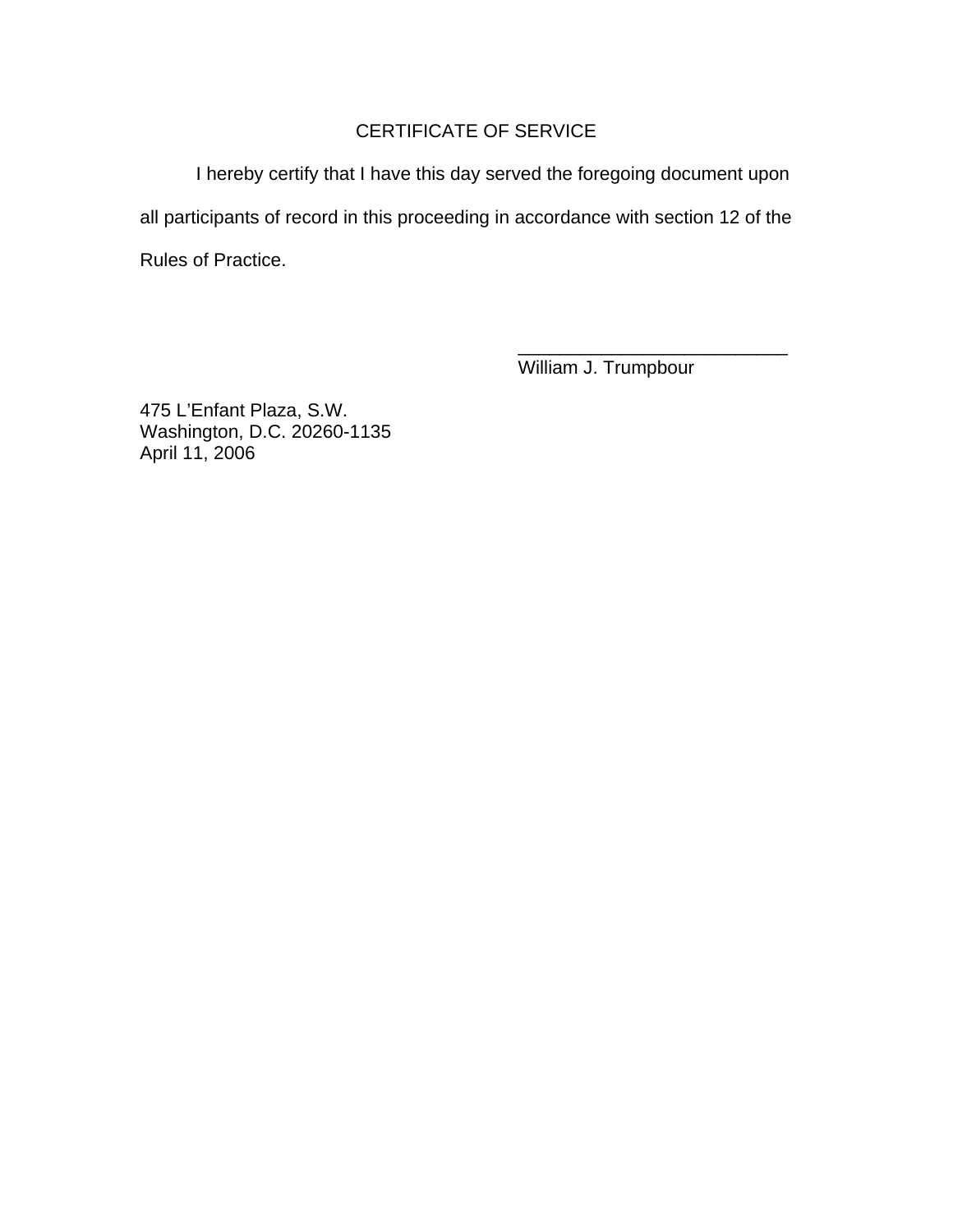# CERTIFICATE OF SERVICE

I hereby certify that I have this day served the foregoing document upon all participants of record in this proceeding in accordance with section 12 of the Rules of Practice.

\_\_\_\_\_\_\_\_\_\_\_\_\_\_\_\_\_\_\_\_\_\_\_\_\_\_\_
William J. Trumpbour

475 L'Enfant Plaza, S.W.
Washington, D.C. 20260-1135
April 11, 2006